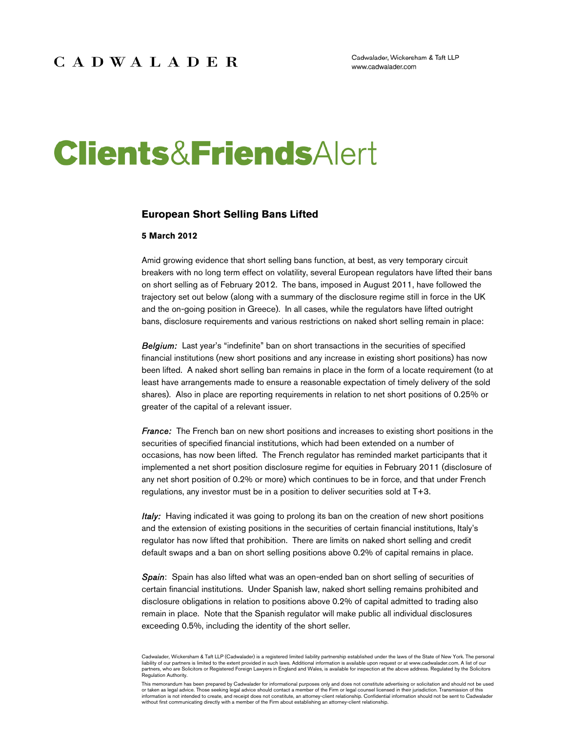CADWALADER

Cadwalader, Wickersham & Taft LLP
www.cadwalader.com

# Clients&FriendsAlert

## European Short Selling Bans Lifted

**5 March 2012**

Amid growing evidence that short selling bans function, at best, as very temporary circuit breakers with no long term effect on volatility, several European regulators have lifted their bans on short selling as of February 2012. The bans, imposed in August 2011, have followed the trajectory set out below (along with a summary of the disclosure regime still in force in the UK and the on-going position in Greece). In all cases, while the regulators have lifted outright bans, disclosure requirements and various restrictions on naked short selling remain in place:

***Belgium:*** Last year's "indefinite" ban on short transactions in the securities of specified financial institutions (new short positions and any increase in existing short positions) has now been lifted. A naked short selling ban remains in place in the form of a locate requirement (to at least have arrangements made to ensure a reasonable expectation of timely delivery of the sold shares). Also in place are reporting requirements in relation to net short positions of 0.25% or greater of the capital of a relevant issuer.

***France:*** The French ban on new short positions and increases to existing short positions in the securities of specified financial institutions, which had been extended on a number of occasions, has now been lifted. The French regulator has reminded market participants that it implemented a net short position disclosure regime for equities in February 2011 (disclosure of any net short position of 0.2% or more) which continues to be in force, and that under French regulations, any investor must be in a position to deliver securities sold at T+3.

***Italy:*** Having indicated it was going to prolong its ban on the creation of new short positions and the extension of existing positions in the securities of certain financial institutions, Italy's regulator has now lifted that prohibition. There are limits on naked short selling and credit default swaps and a ban on short selling positions above 0.2% of capital remains in place.

***Spain***: Spain has also lifted what was an open-ended ban on short selling of securities of certain financial institutions. Under Spanish law, naked short selling remains prohibited and disclosure obligations in relation to positions above 0.2% of capital admitted to trading also remain in place. Note that the Spanish regulator will make public all individual disclosures exceeding 0.5%, including the identity of the short seller.

Cadwalader, Wickersham & Taft LLP (Cadwalader) is a registered limited liability partnership established under the laws of the State of New York. The personal liability of our partners is limited to the extent provided in such laws. Additional information is available upon request or at www.cadwalader.com. A list of our partners, who are Solicitors or Registered Foreign Lawyers in England and Wales, is available for inspection at the above address. Regulated by the Solicitors Regulation Authority.

This memorandum has been prepared by Cadwalader for informational purposes only and does not constitute advertising or solicitation and should not be used or taken as legal advice. Those seeking legal advice should contact a member of the Firm or legal counsel licensed in their jurisdiction. Transmission of this information is not intended to create, and receipt does not constitute, an attorney-client relationship. Confidential information should not be sent to Cadwalader without first communicating directly with a member of the Firm about establishing an attorney-client relationship.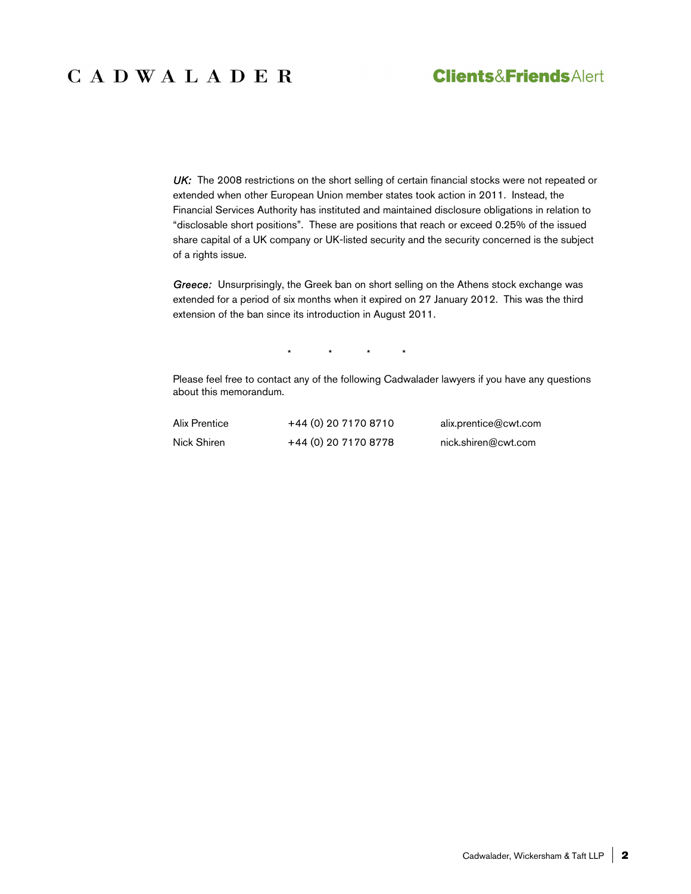*UK:* The 2008 restrictions on the short selling of certain financial stocks were not repeated or extended when other European Union member states took action in 2011. Instead, the Financial Services Authority has instituted and maintained disclosure obligations in relation to "disclosable short positions". These are positions that reach or exceed 0.25% of the issued share capital of a UK company or UK-listed security and the security concerned is the subject of a rights issue.

*Greece:* Unsurprisingly, the Greek ban on short selling on the Athens stock exchange was extended for a period of six months when it expired on 27 January 2012. This was the third extension of the ban since its introduction in August 2011.

\* \* \* \*

Please feel free to contact any of the following Cadwalader lawyers if you have any questions about this memorandum.

| | | |
|---|---|---|
| Alix Prentice | +44 (0) 20 7170 8710 | alix.prentice@cwt.com |
| Nick Shiren | +44 (0) 20 7170 8778 | nick.shiren@cwt.com |